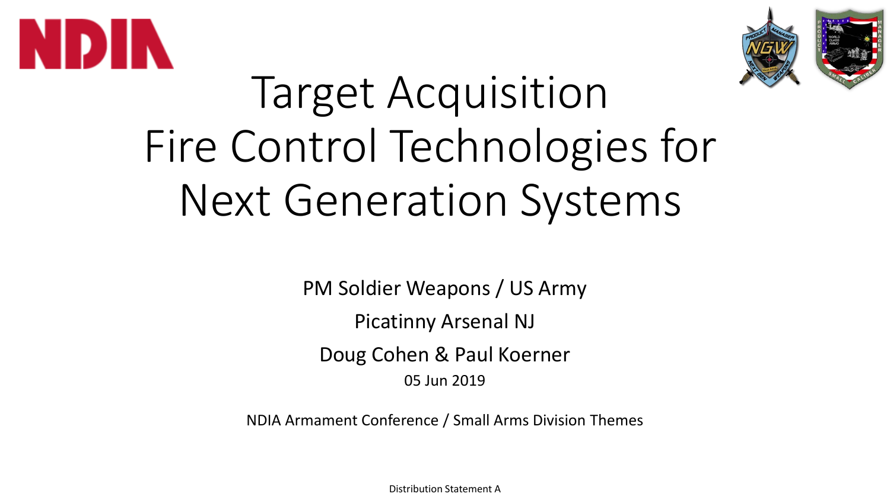NDIA

# Target Acquisition Fire Control Technologies for Next Generation Systems

PM Soldier Weapons / US Army

Picatinny Arsenal NJ

Doug Cohen & Paul Koerner

05 Jun 2019

NDIA Armament Conference / Small Arms Division Themes

Distribution Statement A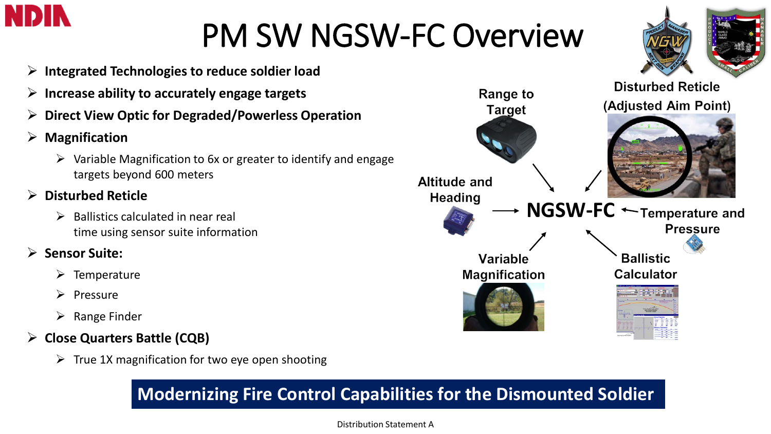# PM SW NGSW-FC Overview

- **Integrated Technologies to reduce soldier load**
- **Increase ability to accurately engage targets**
- **Direct View Optic for Degraded/Powerless Operation**
- **Magnification**
  - Variable Magnification to 6x or greater to identify and engage targets beyond 600 meters
- **Disturbed Reticle**
  - Ballistics calculated in near real time using sensor suite information
- **Sensor Suite:**
  - Temperature
  - Pressure
  - Range Finder
- **Close Quarters Battle (CQB)**
  - True 1X magnification for two eye open shooting

**Range to Target** → **NGSW-FC**

**Disturbed Reticle (Adjusted Aim Point)** → **NGSW-FC**

**Altitude and Heading** → **NGSW-FC**

**Temperature and Pressure** → **NGSW-FC**

**Variable Magnification** → **NGSW-FC**

**Ballistic Calculator** → **NGSW-FC**

**Modernizing Fire Control Capabilities for the Dismounted Soldier**

Distribution Statement A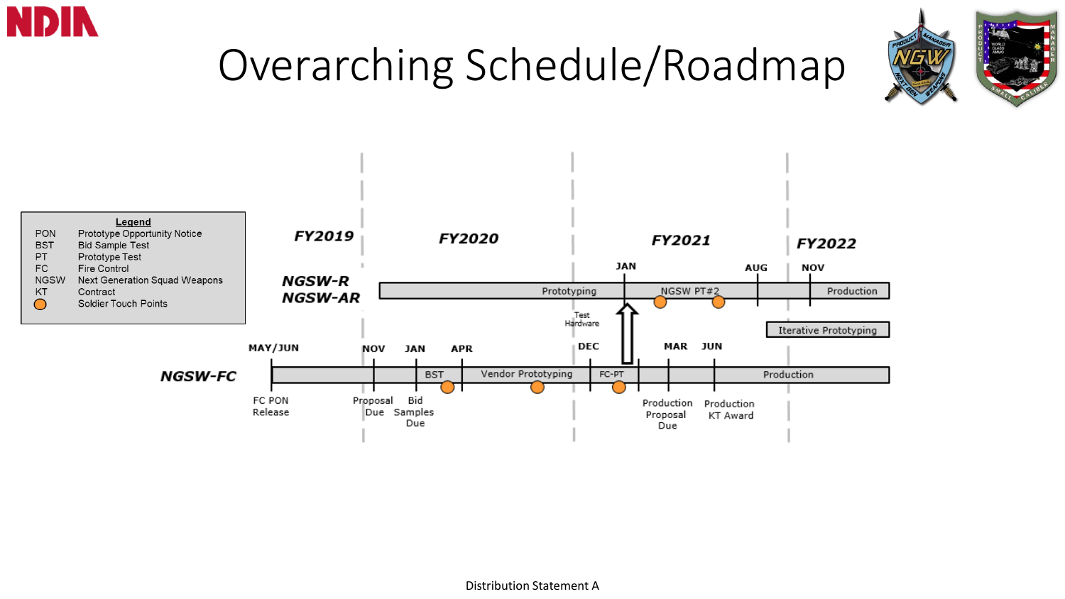# Overarching Schedule/Roadmap

**Legend**

| | |
|---|---|
| PON | Prototype Opportunity Notice |
| BST | Bid Sample Test |
| PT | Prototype Test |
| FC | Fire Control |
| NGSW | Next Generation Squad Weapons |
| KT | Contract |
| ● | Soldier Touch Points |

FY2019 | FY2020 | FY2021 | FY2022

**NGSW-R / NGSW-AR**

- Prototyping → JAN → NGSW PT#2 → AUG → NOV → Production
- Iterative Prototyping
- Test Hardware

**NGSW-FC**

- MAY/JUN: FC PON Release
- NOV: Proposal Due
- JAN: Bid Samples Due; BST
- APR: Vendor Prototyping
- DEC: FC-PT
- MAR: Production Proposal Due
- JUN: Production KT Award
- Production

Distribution Statement A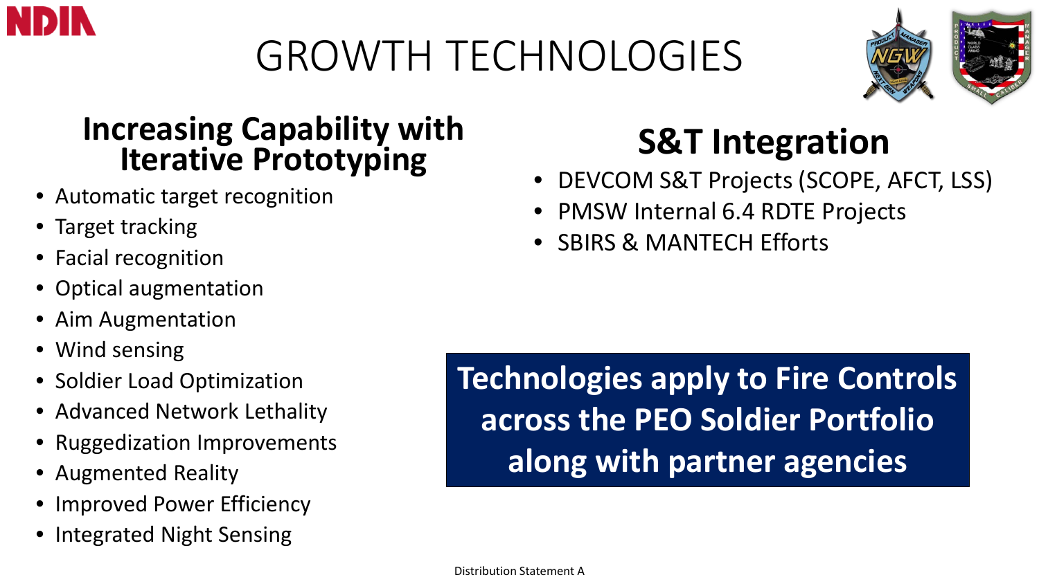# GROWTH TECHNOLOGIES

## Increasing Capability with Iterative Prototyping

- Automatic target recognition
- Target tracking
- Facial recognition
- Optical augmentation
- Aim Augmentation
- Wind sensing
- Soldier Load Optimization
- Advanced Network Lethality
- Ruggedization Improvements
- Augmented Reality
- Improved Power Efficiency
- Integrated Night Sensing

## S&T Integration

- DEVCOM S&T Projects (SCOPE, AFCT, LSS)
- PMSW Internal 6.4 RDTE Projects
- SBIRS & MANTECH Efforts

**Technologies apply to Fire Controls across the PEO Soldier Portfolio along with partner agencies**

Distribution Statement A